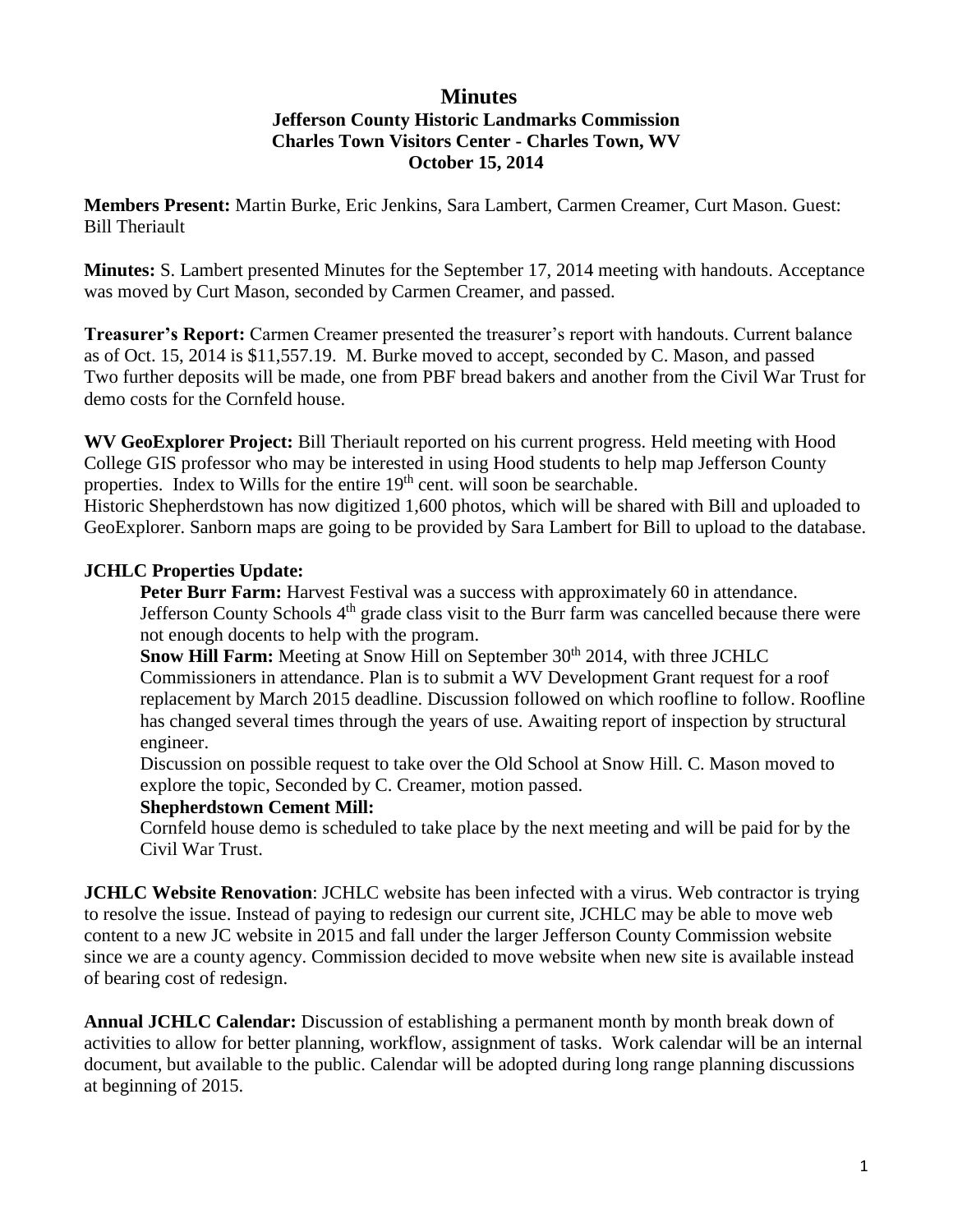# Minutes

## Jefferson County Historic Landmarks Commission
## Charles Town Visitors Center - Charles Town, WV
## October 15, 2014

**Members Present:** Martin Burke, Eric Jenkins, Sara Lambert, Carmen Creamer, Curt Mason. Guest: Bill Theriault

**Minutes:** S. Lambert presented Minutes for the September 17, 2014 meeting with handouts. Acceptance was moved by Curt Mason, seconded by Carmen Creamer, and passed.

**Treasurer's Report:** Carmen Creamer presented the treasurer's report with handouts. Current balance as of Oct. 15, 2014 is $11,557.19. M. Burke moved to accept, seconded by C. Mason, and passed Two further deposits will be made, one from PBF bread bakers and another from the Civil War Trust for demo costs for the Cornfeld house.

**WV GeoExplorer Project:** Bill Theriault reported on his current progress. Held meeting with Hood College GIS professor who may be interested in using Hood students to help map Jefferson County properties. Index to Wills for the entire 19th cent. will soon be searchable.
Historic Shepherdstown has now digitized 1,600 photos, which will be shared with Bill and uploaded to GeoExplorer. Sanborn maps are going to be provided by Sara Lambert for Bill to upload to the database.

**JCHLC Properties Update:**

**Peter Burr Farm:** Harvest Festival was a success with approximately 60 in attendance. Jefferson County Schools 4th grade class visit to the Burr farm was cancelled because there were not enough docents to help with the program.

**Snow Hill Farm:** Meeting at Snow Hill on September 30th 2014, with three JCHLC Commissioners in attendance. Plan is to submit a WV Development Grant request for a roof replacement by March 2015 deadline. Discussion followed on which roofline to follow. Roofline has changed several times through the years of use. Awaiting report of inspection by structural engineer.
Discussion on possible request to take over the Old School at Snow Hill. C. Mason moved to explore the topic, Seconded by C. Creamer, motion passed.

**Shepherdstown Cement Mill:**
Cornfeld house demo is scheduled to take place by the next meeting and will be paid for by the Civil War Trust.

**JCHLC Website Renovation**: JCHLC website has been infected with a virus. Web contractor is trying to resolve the issue. Instead of paying to redesign our current site, JCHLC may be able to move web content to a new JC website in 2015 and fall under the larger Jefferson County Commission website since we are a county agency. Commission decided to move website when new site is available instead of bearing cost of redesign.

**Annual JCHLC Calendar:** Discussion of establishing a permanent month by month break down of activities to allow for better planning, workflow, assignment of tasks. Work calendar will be an internal document, but available to the public. Calendar will be adopted during long range planning discussions at beginning of 2015.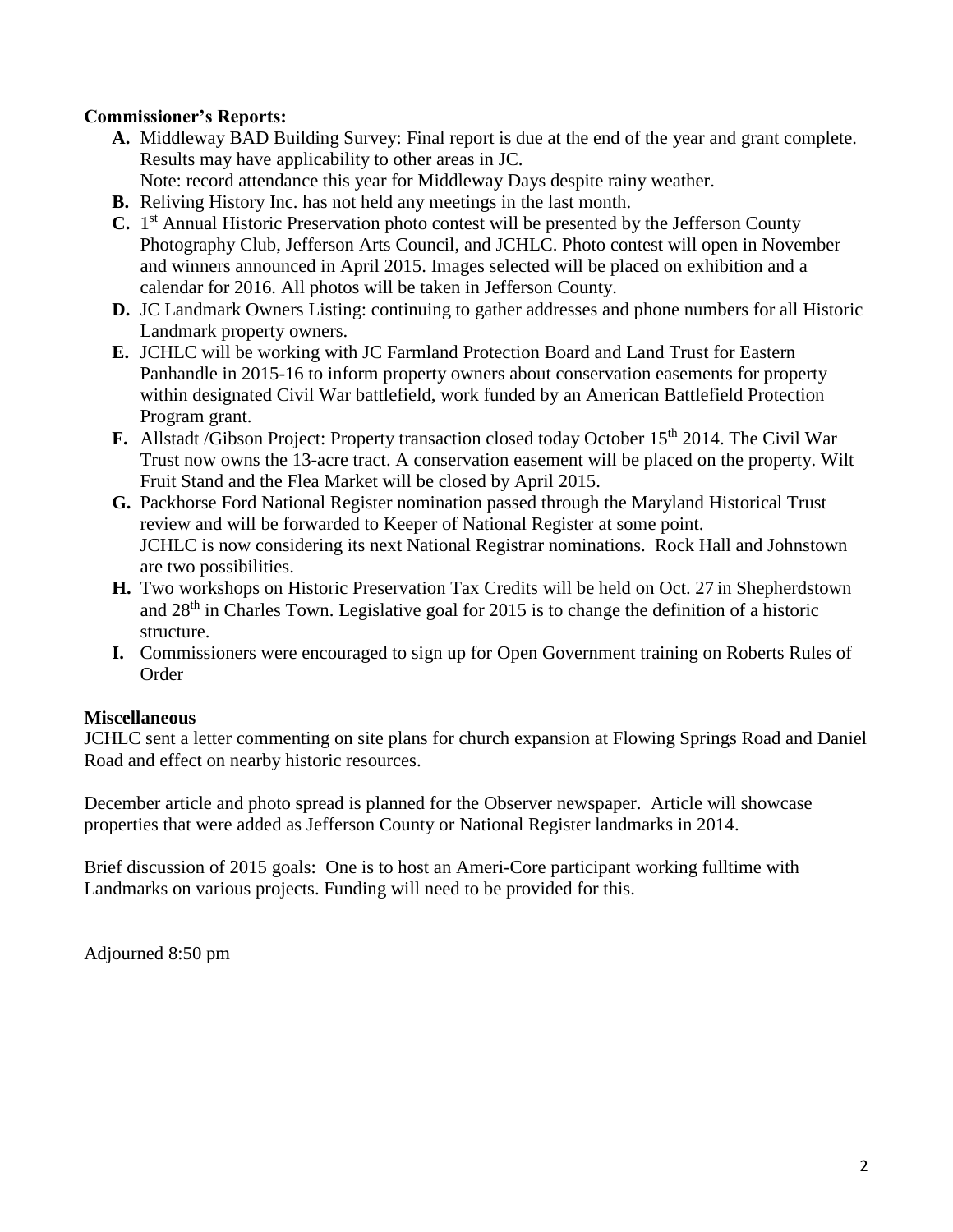**Commissioner's Reports:**

- **A.** Middleway BAD Building Survey: Final report is due at the end of the year and grant complete. Results may have applicability to other areas in JC.
  Note: record attendance this year for Middleway Days despite rainy weather.
- **B.** Reliving History Inc. has not held any meetings in the last month.
- **C.** 1st Annual Historic Preservation photo contest will be presented by the Jefferson County Photography Club, Jefferson Arts Council, and JCHLC. Photo contest will open in November and winners announced in April 2015. Images selected will be placed on exhibition and a calendar for 2016. All photos will be taken in Jefferson County.
- **D.** JC Landmark Owners Listing: continuing to gather addresses and phone numbers for all Historic Landmark property owners.
- **E.** JCHLC will be working with JC Farmland Protection Board and Land Trust for Eastern Panhandle in 2015-16 to inform property owners about conservation easements for property within designated Civil War battlefield, work funded by an American Battlefield Protection Program grant.
- **F.** Allstadt /Gibson Project: Property transaction closed today October 15th 2014. The Civil War Trust now owns the 13-acre tract. A conservation easement will be placed on the property. Wilt Fruit Stand and the Flea Market will be closed by April 2015.
- **G.** Packhorse Ford National Register nomination passed through the Maryland Historical Trust review and will be forwarded to Keeper of National Register at some point.
  JCHLC is now considering its next National Registrar nominations. Rock Hall and Johnstown are two possibilities.
- **H.** Two workshops on Historic Preservation Tax Credits will be held on Oct. 27 in Shepherdstown and 28th in Charles Town. Legislative goal for 2015 is to change the definition of a historic structure.
- **I.** Commissioners were encouraged to sign up for Open Government training on Roberts Rules of Order

**Miscellaneous**

JCHLC sent a letter commenting on site plans for church expansion at Flowing Springs Road and Daniel Road and effect on nearby historic resources.

December article and photo spread is planned for the Observer newspaper. Article will showcase properties that were added as Jefferson County or National Register landmarks in 2014.

Brief discussion of 2015 goals: One is to host an Ameri-Core participant working fulltime with Landmarks on various projects. Funding will need to be provided for this.

Adjourned 8:50 pm